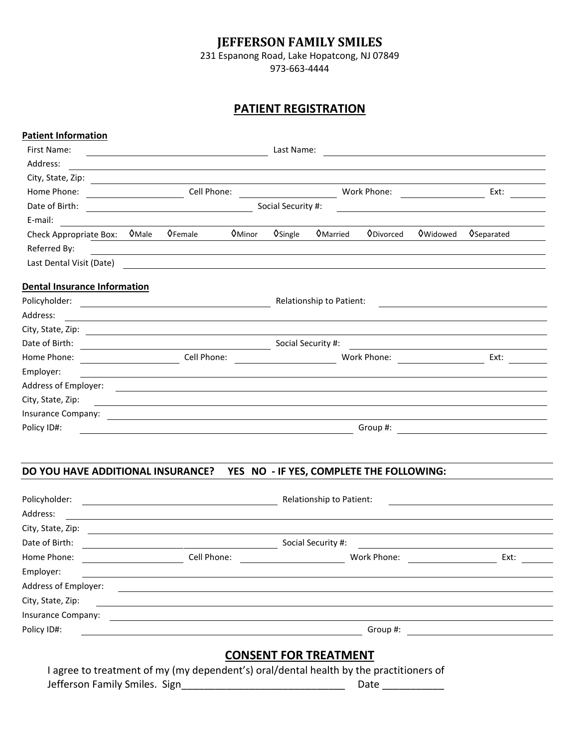# JEFFERSON FAMILY SMILES

231 Espanong Road, Lake Hopatcong, NJ 07849

973-663-4444

## PATIENT REGISTRATION

**Patient Information**

First Name: ______________________ Last Name: ______________________

Address: ______________________

City, State, Zip: ______________________

Home Phone: ____________ Cell Phone: ____________ Work Phone: ____________ Ext: ______

Date of Birth: ______________________ Social Security #: ______________________

E-mail: ______________________

Check Appropriate Box: ◊Male ◊Female ◊Minor ◊Single ◊Married ◊Divorced ◊Widowed ◊Separated

Referred By: ______________________

Last Dental Visit (Date) ______________________

**Dental Insurance Information**

Policyholder: ______________________ Relationship to Patient: ______________________

Address: ______________________

City, State, Zip: ______________________

Date of Birth: ______________________ Social Security #: ______________________

Home Phone: ____________ Cell Phone: ____________ Work Phone: ____________ Ext: ______

Employer: ______________________

Address of Employer: ______________________

City, State, Zip: ______________________

Insurance Company: ______________________

Policy ID#: ______________________ Group #: ______________________

**DO YOU HAVE ADDITIONAL INSURANCE? YES NO - IF YES, COMPLETE THE FOLLOWING:**

Policyholder: ______________________ Relationship to Patient: ______________________

Address: ______________________

City, State, Zip: ______________________

Date of Birth: ______________________ Social Security #: ______________________

Home Phone: ____________ Cell Phone: ____________ Work Phone: ____________ Ext: ______

Employer: ______________________

Address of Employer: ______________________

City, State, Zip: ______________________

Insurance Company: ______________________

Policy ID#: ______________________ Group #: ______________________

## CONSENT FOR TREATMENT

I agree to treatment of my (my dependent's) oral/dental health by the practitioners of Jefferson Family Smiles. Sign____________________________ Date __________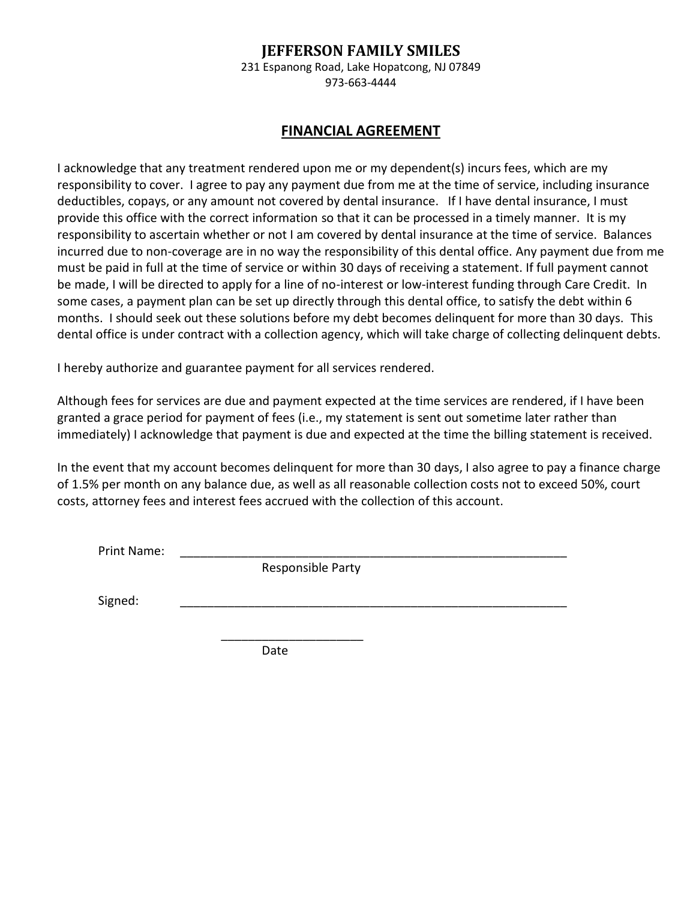# JEFFERSON FAMILY SMILES

231 Espanong Road, Lake Hopatcong, NJ 07849
973-663-4444

## FINANCIAL AGREEMENT

I acknowledge that any treatment rendered upon me or my dependent(s) incurs fees, which are my responsibility to cover. I agree to pay any payment due from me at the time of service, including insurance deductibles, copays, or any amount not covered by dental insurance. If I have dental insurance, I must provide this office with the correct information so that it can be processed in a timely manner. It is my responsibility to ascertain whether or not I am covered by dental insurance at the time of service. Balances incurred due to non-coverage are in no way the responsibility of this dental office. Any payment due from me must be paid in full at the time of service or within 30 days of receiving a statement. If full payment cannot be made, I will be directed to apply for a line of no-interest or low-interest funding through Care Credit. In some cases, a payment plan can be set up directly through this dental office, to satisfy the debt within 6 months. I should seek out these solutions before my debt becomes delinquent for more than 30 days. This dental office is under contract with a collection agency, which will take charge of collecting delinquent debts.

I hereby authorize and guarantee payment for all services rendered.

Although fees for services are due and payment expected at the time services are rendered, if I have been granted a grace period for payment of fees (i.e., my statement is sent out sometime later rather than immediately) I acknowledge that payment is due and expected at the time the billing statement is received.

In the event that my account becomes delinquent for more than 30 days, I also agree to pay a finance charge of 1.5% per month on any balance due, as well as all reasonable collection costs not to exceed 50%, court costs, attorney fees and interest fees accrued with the collection of this account.

Print Name: ____________________________________________________________
Responsible Party

Signed: ____________________________________________________________

______________________
Date